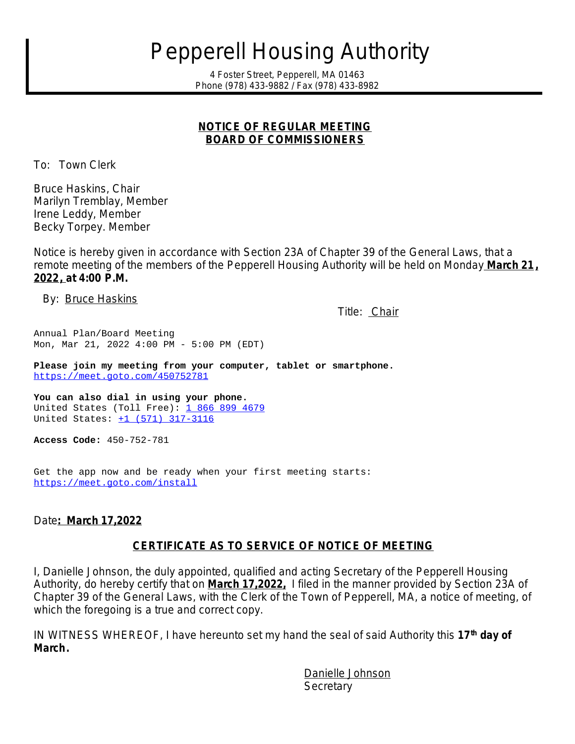# Pepperell Housing Authority

4 Foster Street, Pepperell, MA 01463
Phone (978) 433-9882 / Fax (978) 433-8982

## NOTICE OF REGULAR MEETING
## BOARD OF COMMISSIONERS

To: Town Clerk

Bruce Haskins, Chair
Marilyn Tremblay, Member
Irene Leddy, Member
Becky Torpey. Member

Notice is hereby given in accordance with Section 23A of Chapter 39 of the General Laws, that a remote meeting of the members of the Pepperell Housing Authority will be held on Monday **March 21, 2022, at 4:00 P.M.**

By: Bruce Haskins

Title: Chair

Annual Plan/Board Meeting
Mon, Mar 21, 2022 4:00 PM - 5:00 PM (EDT)

**Please join my meeting from your computer, tablet or smartphone.**
https://meet.goto.com/450752781

**You can also dial in using your phone.**
United States (Toll Free): 1 866 899 4679
United States: +1 (571) 317-3116

**Access Code:** 450-752-781

Get the app now and be ready when your first meeting starts:
https://meet.goto.com/install

Date**: March 17,2022**

## CERTIFICATE AS TO SERVICE OF NOTICE OF MEETING

I, Danielle Johnson, the duly appointed, qualified and acting Secretary of the Pepperell Housing Authority, do hereby certify that on **March 17,2022,** I filed in the manner provided by Section 23A of Chapter 39 of the General Laws, with the Clerk of the Town of Pepperell, MA, a notice of meeting, of which the foregoing is a true and correct copy.

IN WITNESS WHEREOF, I have hereunto set my hand the seal of said Authority this **17th day of March.**

Danielle Johnson
Secretary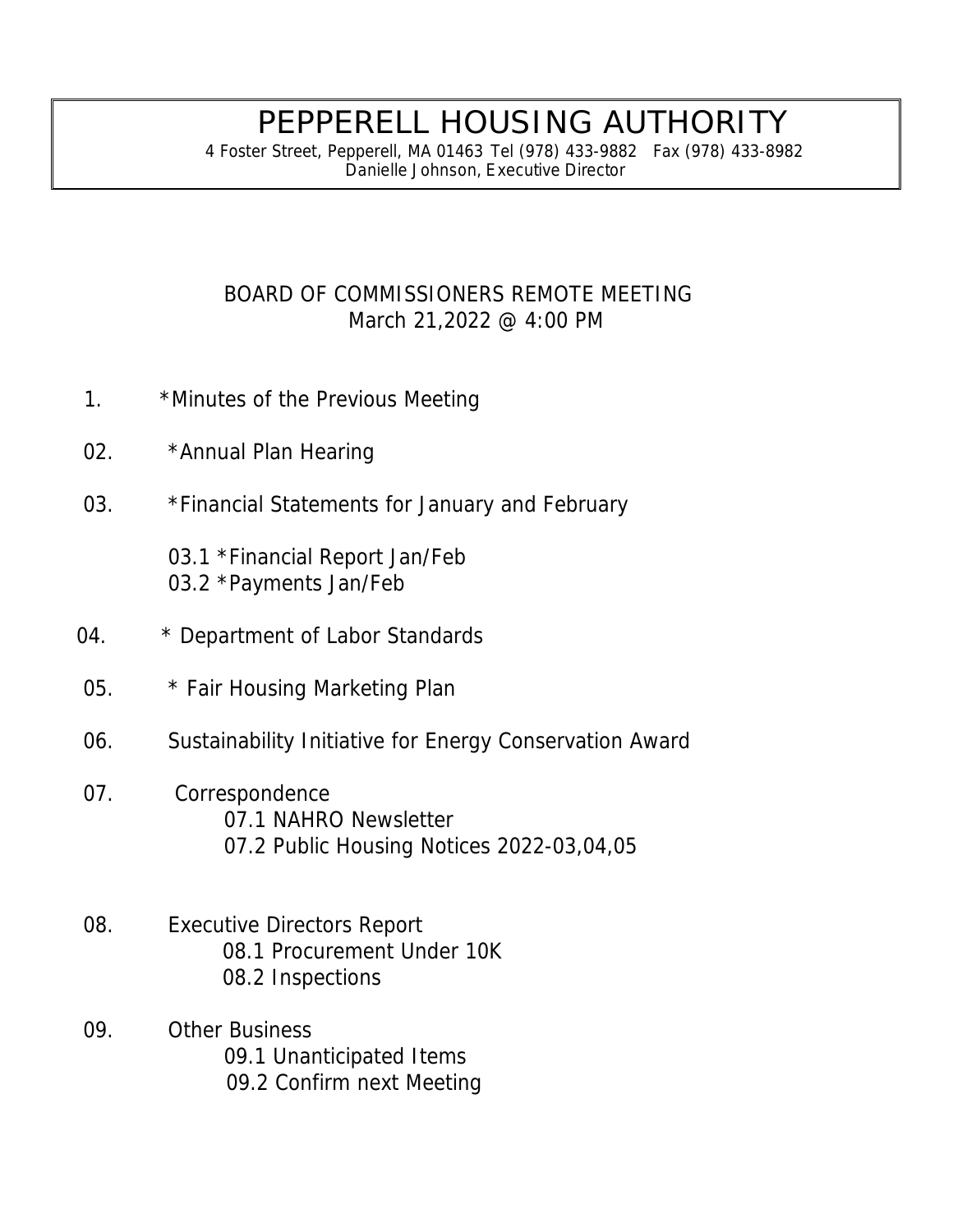# PEPPERELL HOUSING AUTHORITY

4 Foster Street, Pepperell, MA 01463 Tel (978) 433-9882 Fax (978) 433-8982
Danielle Johnson, Executive Director

## BOARD OF COMMISSIONERS REMOTE MEETING
March 21,2022 @ 4:00 PM

1. *Minutes of the Previous Meeting

02. *Annual Plan Hearing

03. *Financial Statements for January and February

    03.1 *Financial Report Jan/Feb
    03.2 *Payments Jan/Feb

04. * Department of Labor Standards

05. * Fair Housing Marketing Plan

06. Sustainability Initiative for Energy Conservation Award

07. Correspondence
    07.1 NAHRO Newsletter
    07.2 Public Housing Notices 2022-03,04,05

08. Executive Directors Report
    08.1 Procurement Under 10K
    08.2 Inspections

09. Other Business
    09.1 Unanticipated Items
    09.2 Confirm next Meeting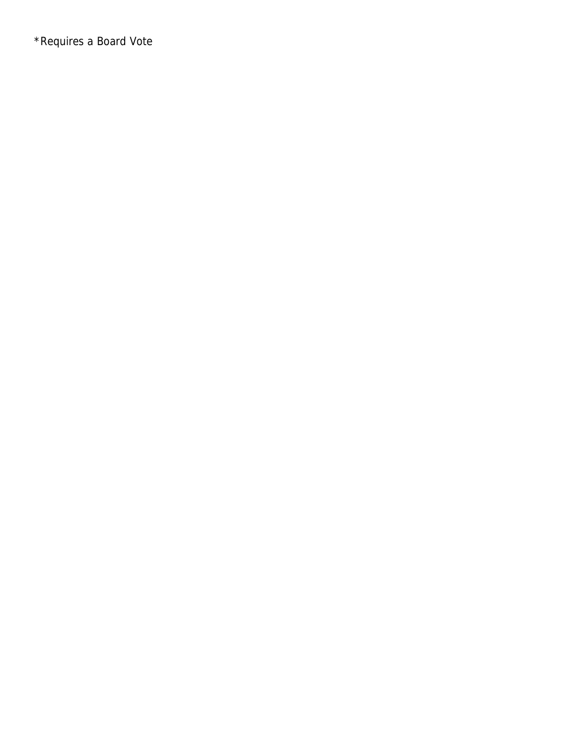*Requires a Board Vote